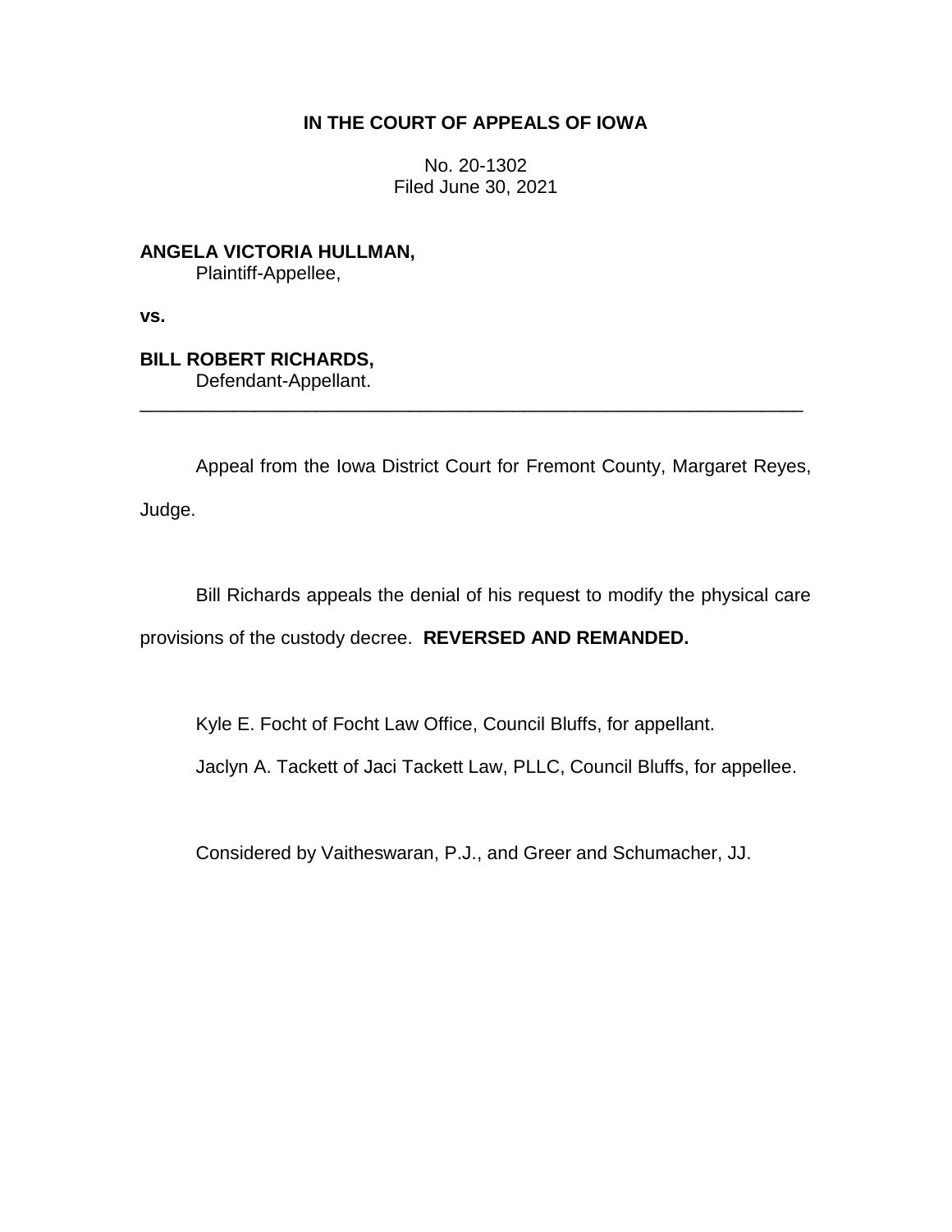**IN THE COURT OF APPEALS OF IOWA**

No. 20-1302
Filed June 30, 2021

**ANGELA VICTORIA HULLMAN,**
Plaintiff-Appellee,

**vs.**

**BILL ROBERT RICHARDS,**
Defendant-Appellant.

---

Appeal from the Iowa District Court for Fremont County, Margaret Reyes, Judge.

Bill Richards appeals the denial of his request to modify the physical care provisions of the custody decree. **REVERSED AND REMANDED.**

Kyle E. Focht of Focht Law Office, Council Bluffs, for appellant.

Jaclyn A. Tackett of Jaci Tackett Law, PLLC, Council Bluffs, for appellee.

Considered by Vaitheswaran, P.J., and Greer and Schumacher, JJ.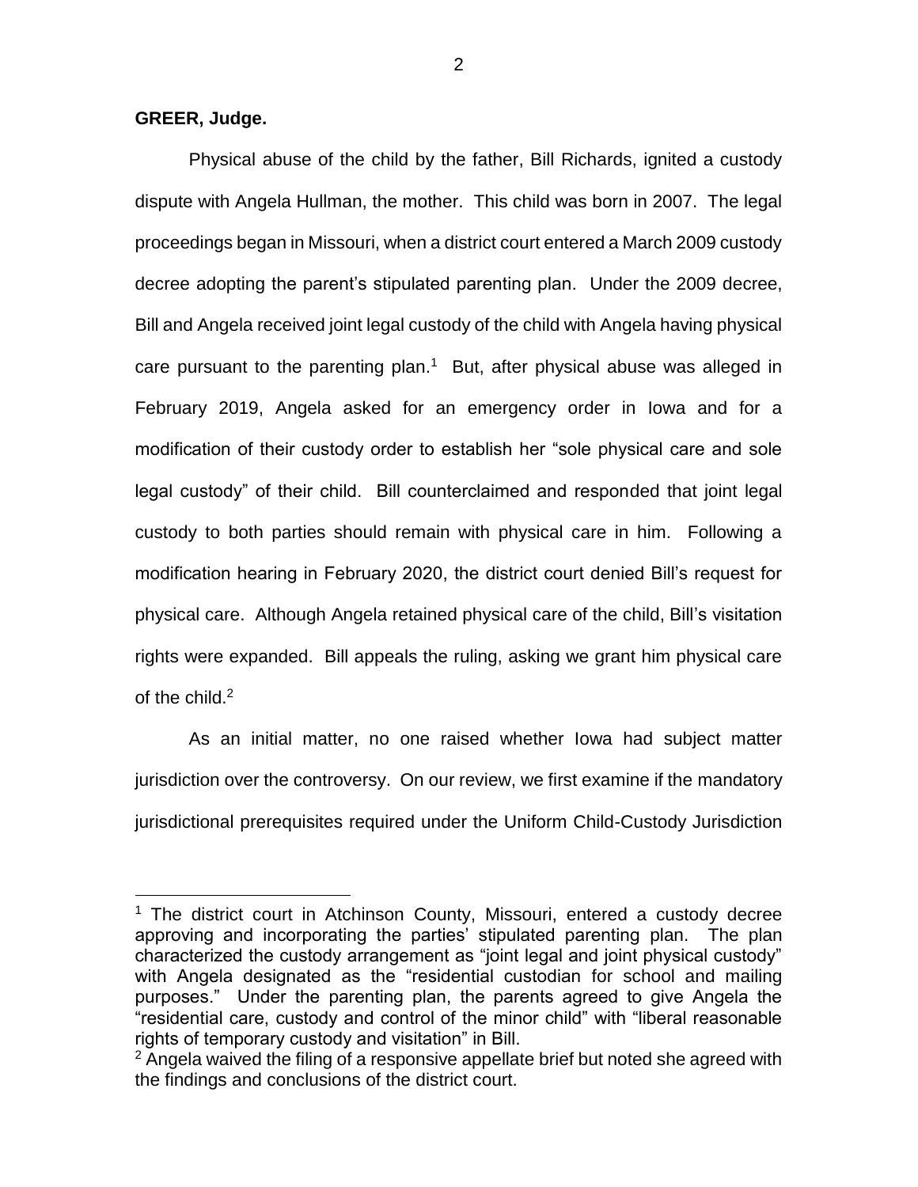**GREER, Judge.**

Physical abuse of the child by the father, Bill Richards, ignited a custody dispute with Angela Hullman, the mother. This child was born in 2007. The legal proceedings began in Missouri, when a district court entered a March 2009 custody decree adopting the parent's stipulated parenting plan. Under the 2009 decree, Bill and Angela received joint legal custody of the child with Angela having physical care pursuant to the parenting plan.[1] But, after physical abuse was alleged in February 2019, Angela asked for an emergency order in Iowa and for a modification of their custody order to establish her "sole physical care and sole legal custody" of their child. Bill counterclaimed and responded that joint legal custody to both parties should remain with physical care in him. Following a modification hearing in February 2020, the district court denied Bill's request for physical care. Although Angela retained physical care of the child, Bill's visitation rights were expanded. Bill appeals the ruling, asking we grant him physical care of the child.[2]

As an initial matter, no one raised whether Iowa had subject matter jurisdiction over the controversy. On our review, we first examine if the mandatory jurisdictional prerequisites required under the Uniform Child-Custody Jurisdiction

---

[1] The district court in Atchinson County, Missouri, entered a custody decree approving and incorporating the parties' stipulated parenting plan. The plan characterized the custody arrangement as "joint legal and joint physical custody" with Angela designated as the "residential custodian for school and mailing purposes." Under the parenting plan, the parents agreed to give Angela the "residential care, custody and control of the minor child" with "liberal reasonable rights of temporary custody and visitation" in Bill.

[2] Angela waived the filing of a responsive appellate brief but noted she agreed with the findings and conclusions of the district court.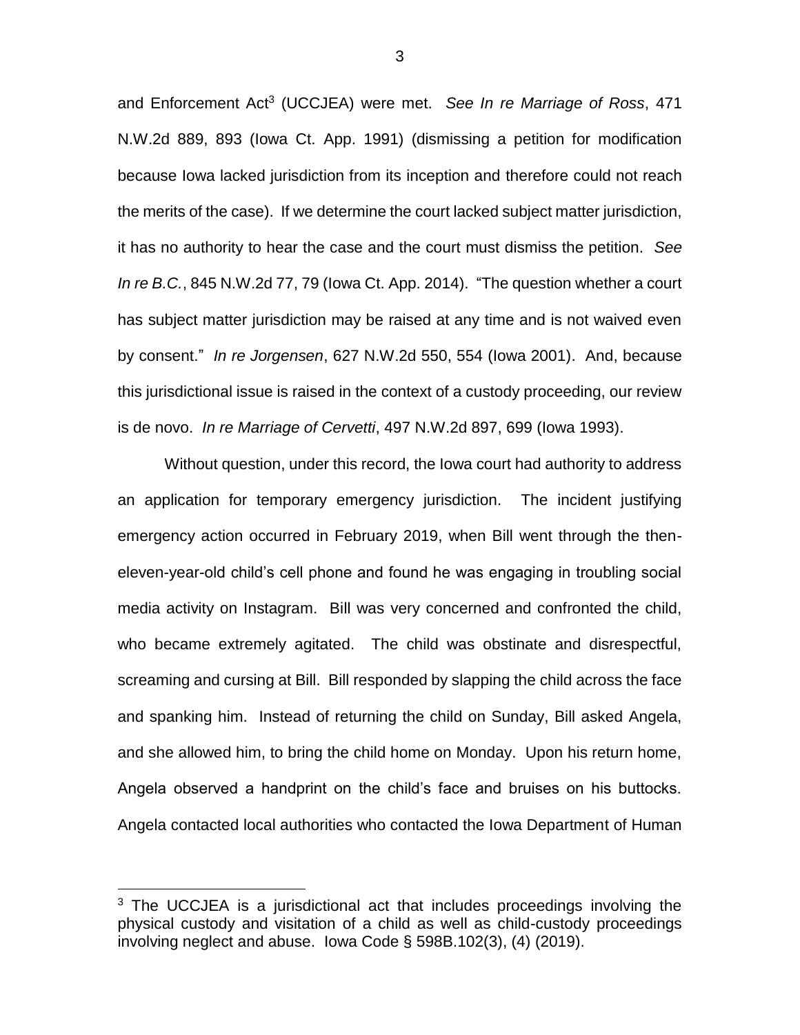and Enforcement Act[3] (UCCJEA) were met. *See In re Marriage of Ross*, 471 N.W.2d 889, 893 (Iowa Ct. App. 1991) (dismissing a petition for modification because Iowa lacked jurisdiction from its inception and therefore could not reach the merits of the case). If we determine the court lacked subject matter jurisdiction, it has no authority to hear the case and the court must dismiss the petition. *See In re B.C.*, 845 N.W.2d 77, 79 (Iowa Ct. App. 2014). "The question whether a court has subject matter jurisdiction may be raised at any time and is not waived even by consent." *In re Jorgensen*, 627 N.W.2d 550, 554 (Iowa 2001). And, because this jurisdictional issue is raised in the context of a custody proceeding, our review is de novo. *In re Marriage of Cervetti*, 497 N.W.2d 897, 699 (Iowa 1993).

Without question, under this record, the Iowa court had authority to address an application for temporary emergency jurisdiction. The incident justifying emergency action occurred in February 2019, when Bill went through the then-eleven-year-old child's cell phone and found he was engaging in troubling social media activity on Instagram. Bill was very concerned and confronted the child, who became extremely agitated. The child was obstinate and disrespectful, screaming and cursing at Bill. Bill responded by slapping the child across the face and spanking him. Instead of returning the child on Sunday, Bill asked Angela, and she allowed him, to bring the child home on Monday. Upon his return home, Angela observed a handprint on the child's face and bruises on his buttocks. Angela contacted local authorities who contacted the Iowa Department of Human

[3] The UCCJEA is a jurisdictional act that includes proceedings involving the physical custody and visitation of a child as well as child-custody proceedings involving neglect and abuse. Iowa Code § 598B.102(3), (4) (2019).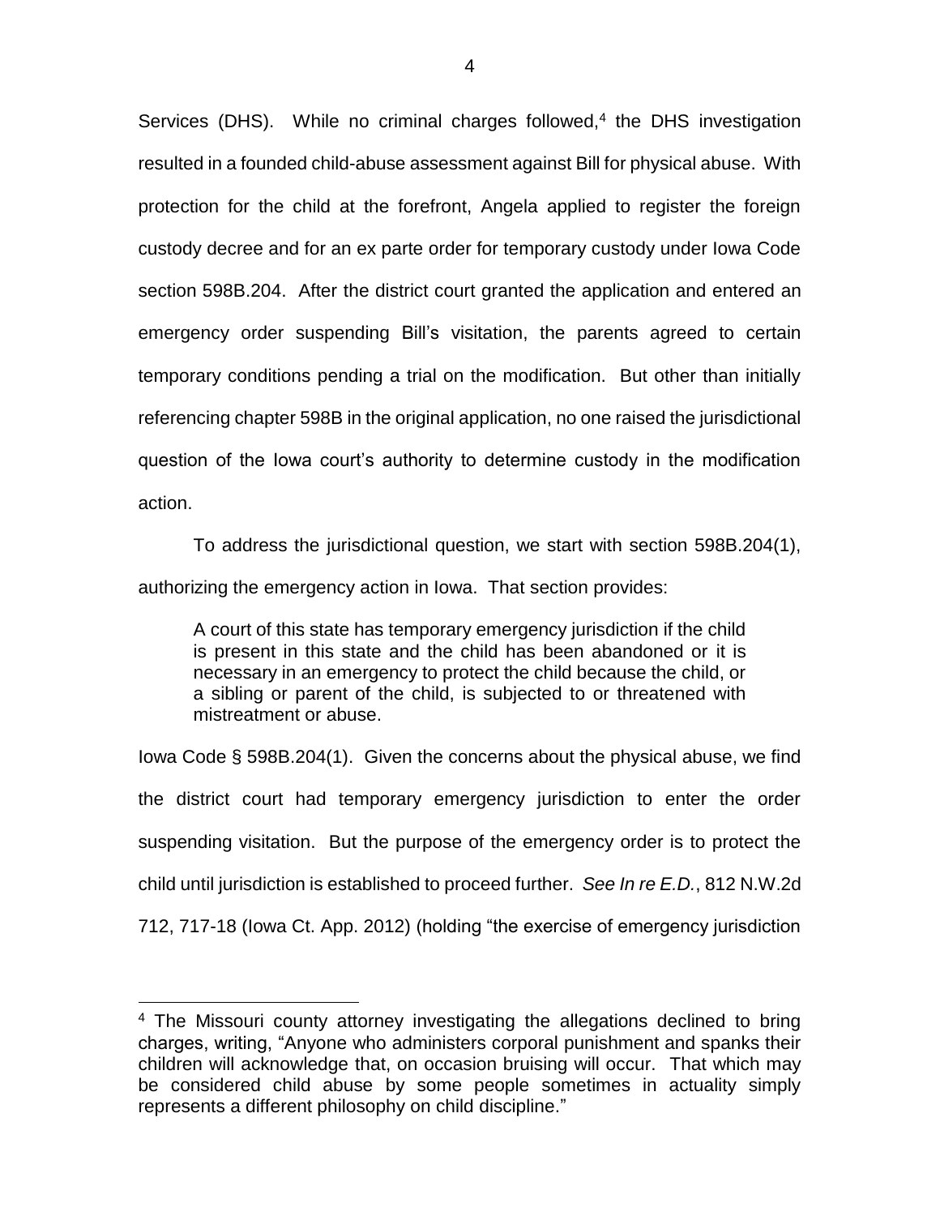Services (DHS). While no criminal charges followed,[4] the DHS investigation resulted in a founded child-abuse assessment against Bill for physical abuse. With protection for the child at the forefront, Angela applied to register the foreign custody decree and for an ex parte order for temporary custody under Iowa Code section 598B.204. After the district court granted the application and entered an emergency order suspending Bill's visitation, the parents agreed to certain temporary conditions pending a trial on the modification. But other than initially referencing chapter 598B in the original application, no one raised the jurisdictional question of the Iowa court's authority to determine custody in the modification action.

To address the jurisdictional question, we start with section 598B.204(1), authorizing the emergency action in Iowa. That section provides:

> A court of this state has temporary emergency jurisdiction if the child is present in this state and the child has been abandoned or it is necessary in an emergency to protect the child because the child, or a sibling or parent of the child, is subjected to or threatened with mistreatment or abuse.

Iowa Code § 598B.204(1). Given the concerns about the physical abuse, we find the district court had temporary emergency jurisdiction to enter the order suspending visitation. But the purpose of the emergency order is to protect the child until jurisdiction is established to proceed further. *See In re E.D.*, 812 N.W.2d 712, 717-18 (Iowa Ct. App. 2012) (holding "the exercise of emergency jurisdiction

---

[4] The Missouri county attorney investigating the allegations declined to bring charges, writing, "Anyone who administers corporal punishment and spanks their children will acknowledge that, on occasion bruising will occur. That which may be considered child abuse by some people sometimes in actuality simply represents a different philosophy on child discipline."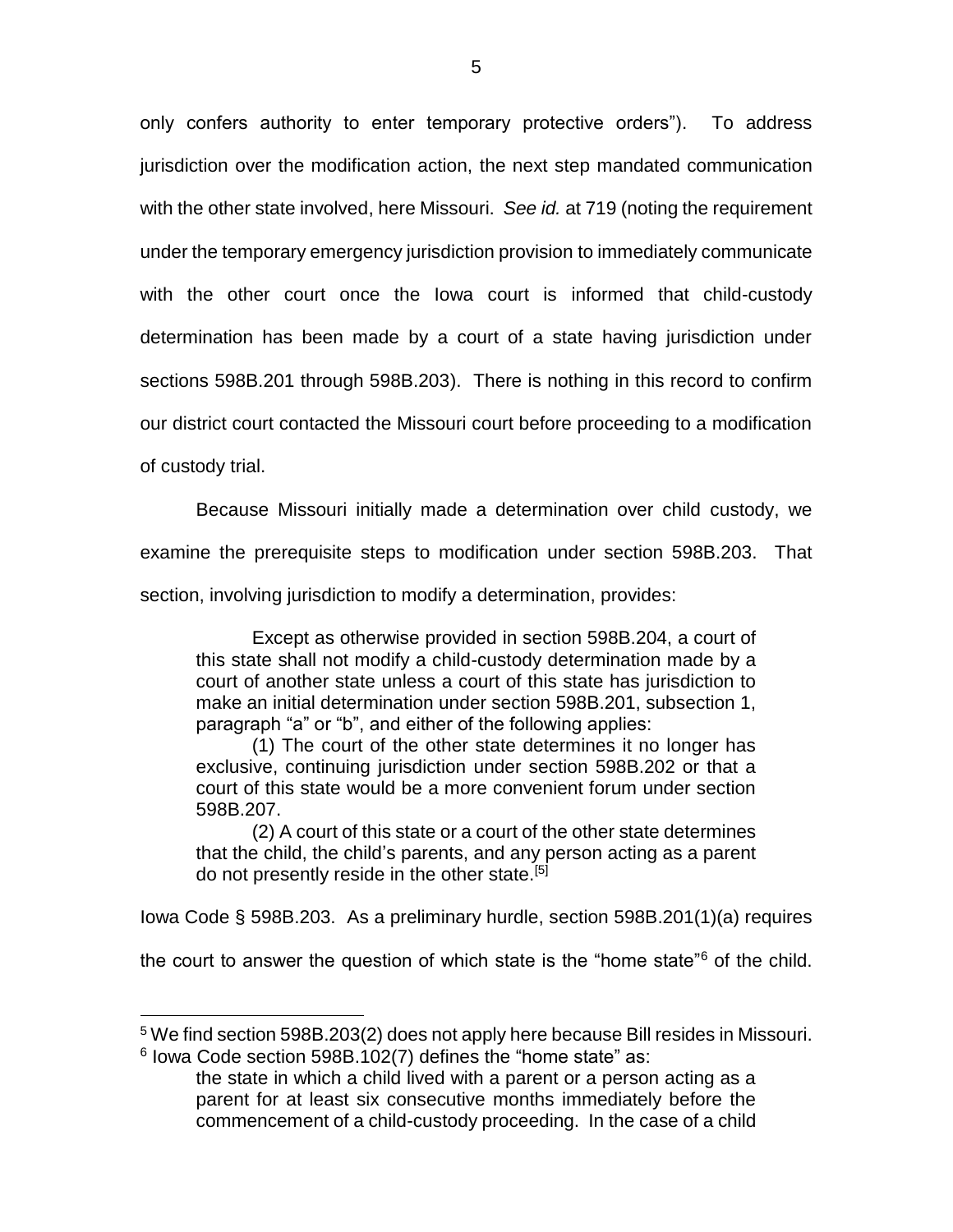only confers authority to enter temporary protective orders"). To address jurisdiction over the modification action, the next step mandated communication with the other state involved, here Missouri. *See id.* at 719 (noting the requirement under the temporary emergency jurisdiction provision to immediately communicate with the other court once the Iowa court is informed that child-custody determination has been made by a court of a state having jurisdiction under sections 598B.201 through 598B.203). There is nothing in this record to confirm our district court contacted the Missouri court before proceeding to a modification of custody trial.

Because Missouri initially made a determination over child custody, we examine the prerequisite steps to modification under section 598B.203. That section, involving jurisdiction to modify a determination, provides:

> Except as otherwise provided in section 598B.204, a court of this state shall not modify a child-custody determination made by a court of another state unless a court of this state has jurisdiction to make an initial determination under section 598B.201, subsection 1, paragraph "a" or "b", and either of the following applies:
>
> (1) The court of the other state determines it no longer has exclusive, continuing jurisdiction under section 598B.202 or that a court of this state would be a more convenient forum under section 598B.207.
>
> (2) A court of this state or a court of the other state determines that the child, the child's parents, and any person acting as a parent do not presently reside in the other state.[5]

Iowa Code § 598B.203. As a preliminary hurdle, section 598B.201(1)(a) requires the court to answer the question of which state is the "home state"[6] of the child.

---

[5] We find section 598B.203(2) does not apply here because Bill resides in Missouri.

[6] Iowa Code section 598B.102(7) defines the "home state" as:

> the state in which a child lived with a parent or a person acting as a parent for at least six consecutive months immediately before the commencement of a child-custody proceeding. In the case of a child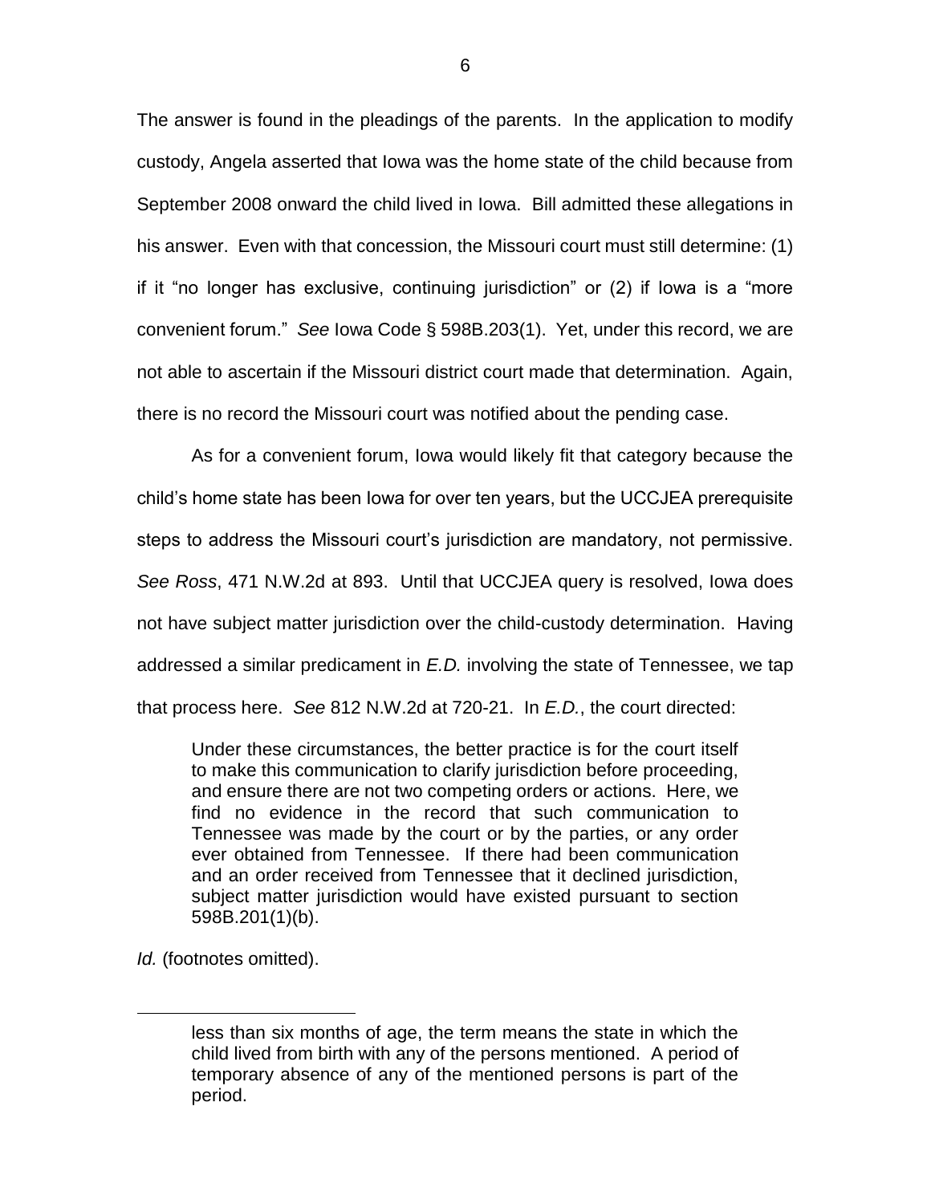The answer is found in the pleadings of the parents. In the application to modify custody, Angela asserted that Iowa was the home state of the child because from September 2008 onward the child lived in Iowa. Bill admitted these allegations in his answer. Even with that concession, the Missouri court must still determine: (1) if it "no longer has exclusive, continuing jurisdiction" or (2) if Iowa is a "more convenient forum." *See* Iowa Code § 598B.203(1). Yet, under this record, we are not able to ascertain if the Missouri district court made that determination. Again, there is no record the Missouri court was notified about the pending case.

As for a convenient forum, Iowa would likely fit that category because the child's home state has been Iowa for over ten years, but the UCCJEA prerequisite steps to address the Missouri court's jurisdiction are mandatory, not permissive. *See Ross*, 471 N.W.2d at 893. Until that UCCJEA query is resolved, Iowa does not have subject matter jurisdiction over the child-custody determination. Having addressed a similar predicament in *E.D.* involving the state of Tennessee, we tap that process here. *See* 812 N.W.2d at 720-21. In *E.D.*, the court directed:

> Under these circumstances, the better practice is for the court itself to make this communication to clarify jurisdiction before proceeding, and ensure there are not two competing orders or actions. Here, we find no evidence in the record that such communication to Tennessee was made by the court or by the parties, or any order ever obtained from Tennessee. If there had been communication and an order received from Tennessee that it declined jurisdiction, subject matter jurisdiction would have existed pursuant to section 598B.201(1)(b).

*Id.* (footnotes omitted).

---

> less than six months of age, the term means the state in which the child lived from birth with any of the persons mentioned. A period of temporary absence of any of the mentioned persons is part of the period.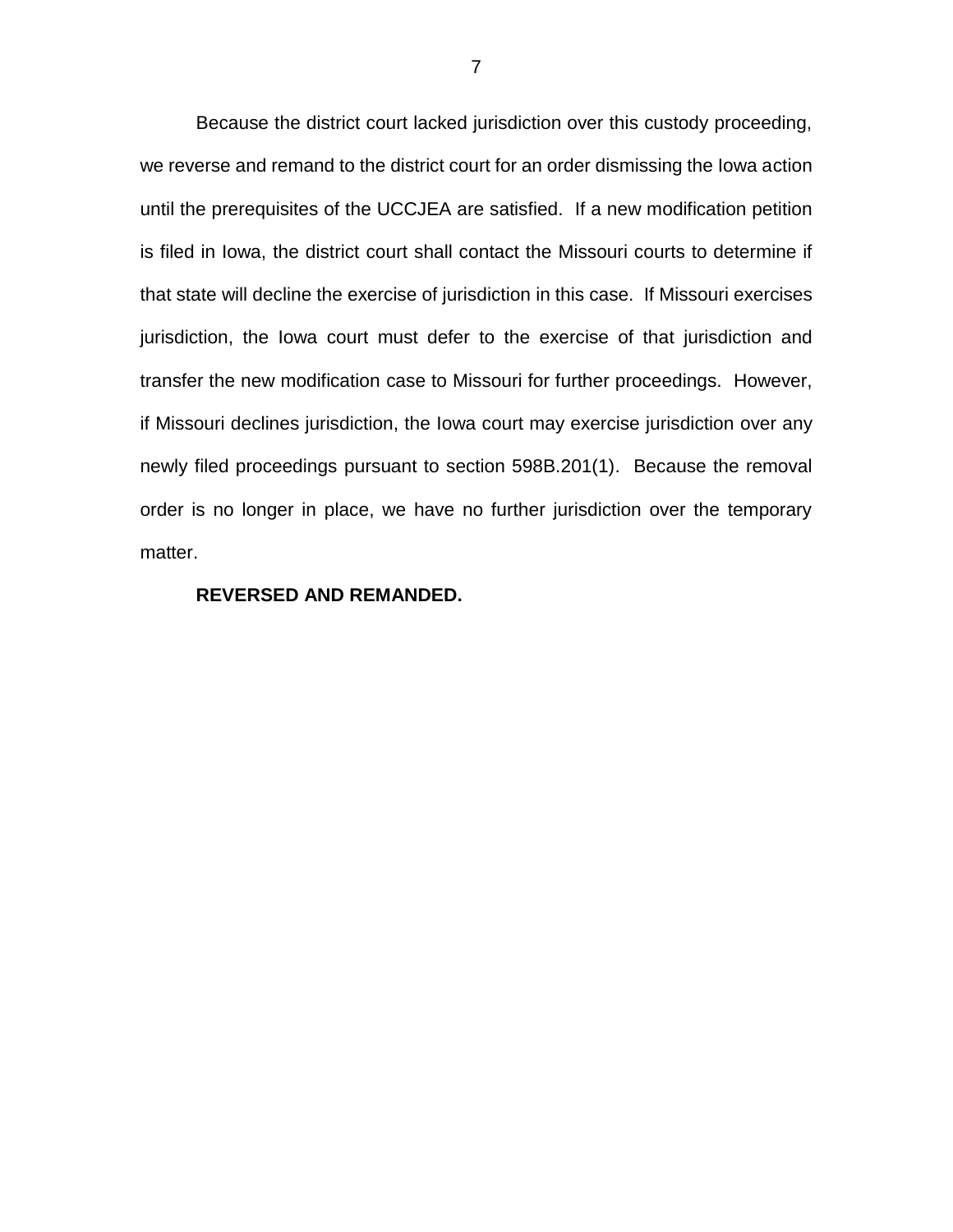Because the district court lacked jurisdiction over this custody proceeding, we reverse and remand to the district court for an order dismissing the Iowa action until the prerequisites of the UCCJEA are satisfied. If a new modification petition is filed in Iowa, the district court shall contact the Missouri courts to determine if that state will decline the exercise of jurisdiction in this case. If Missouri exercises jurisdiction, the Iowa court must defer to the exercise of that jurisdiction and transfer the new modification case to Missouri for further proceedings. However, if Missouri declines jurisdiction, the Iowa court may exercise jurisdiction over any newly filed proceedings pursuant to section 598B.201(1). Because the removal order is no longer in place, we have no further jurisdiction over the temporary matter.

**REVERSED AND REMANDED.**